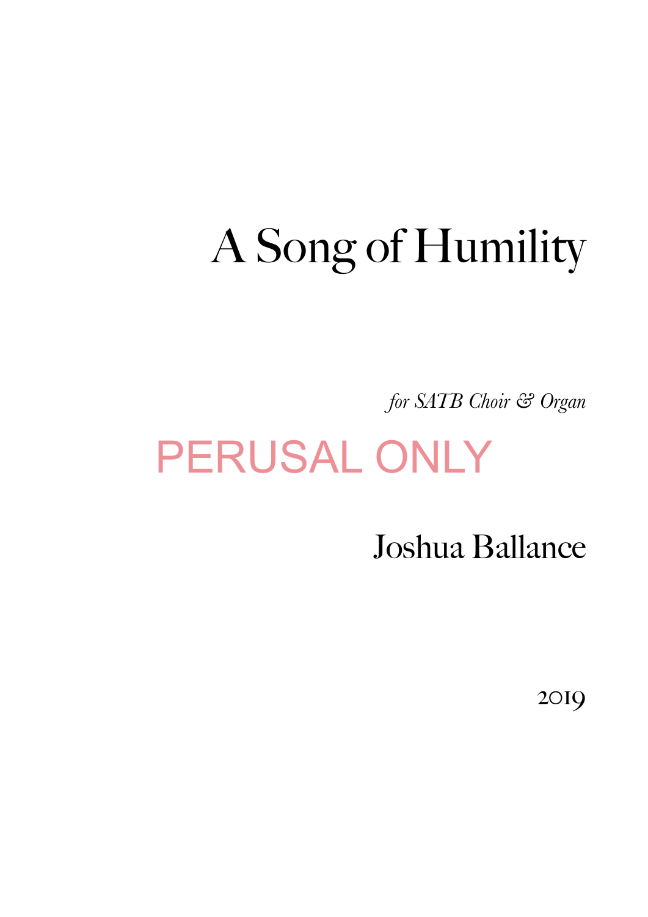# A Song of Humility

*for SATB Choir & Organ*

PERUSAL ONLY

Joshua Ballance

2019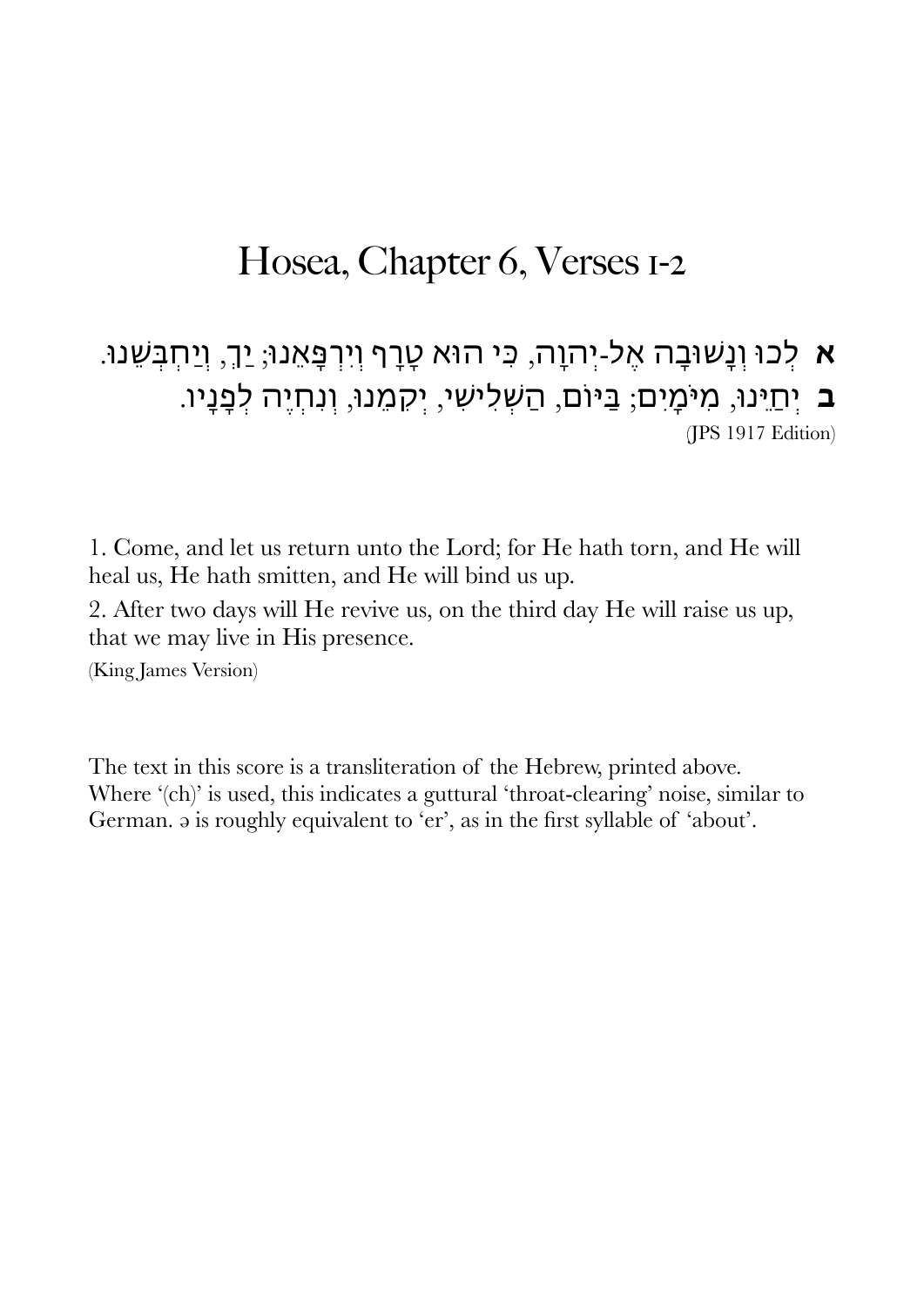# Hosea, Chapter 6, Verses 1-2

**א** לְכוּ וְנָשׁוּבָה אֶל-יְהוָה, כִּי הוּא טָרָף וְיִרְפָּאֵנוּ; יַךְ, וְיַחְבְּשֵׁנוּ.
**ב** יְחַיֵּנוּ, מִיֹּמָיִם; בַּיּוֹם, הַשְּׁלִישִׁי, יְקִמֵנוּ, וְנִחְיֶה לְפָנָיו.

(JPS 1917 Edition)

1. Come, and let us return unto the Lord; for He hath torn, and He will heal us, He hath smitten, and He will bind us up.

2. After two days will He revive us, on the third day He will raise us up, that we may live in His presence.

(King James Version)

The text in this score is a transliteration of the Hebrew, printed above. Where '(ch)' is used, this indicates a guttural 'throat-clearing' noise, similar to German. ə is roughly equivalent to 'er', as in the first syllable of 'about'.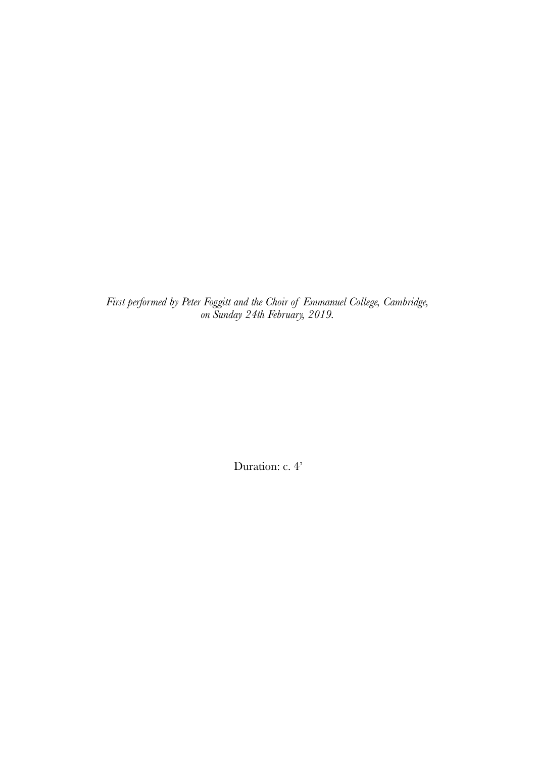*First performed by Peter Foggitt and the Choir of Emmanuel College, Cambridge, on Sunday 24th February, 2019.*

Duration: c. 4'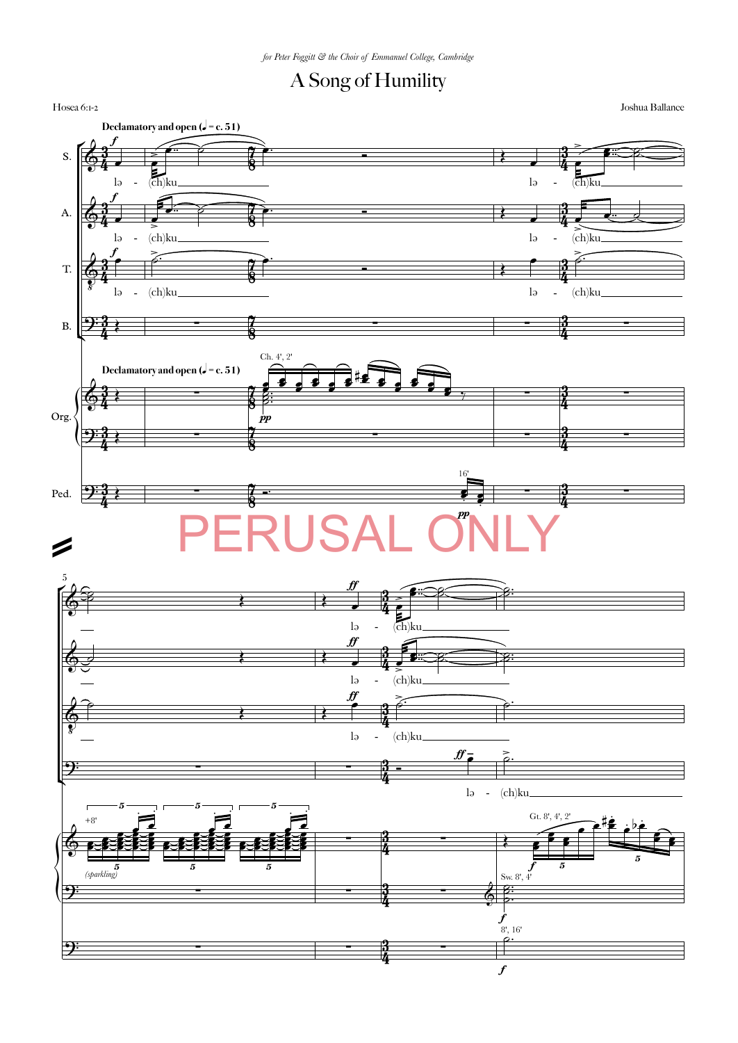*for Peter Foggitt & the Choir of Emmanuel College, Cambridge*

# A Song of Humility

Hosea 6:1-2

Joshua Ballance

PERUSAL ONLY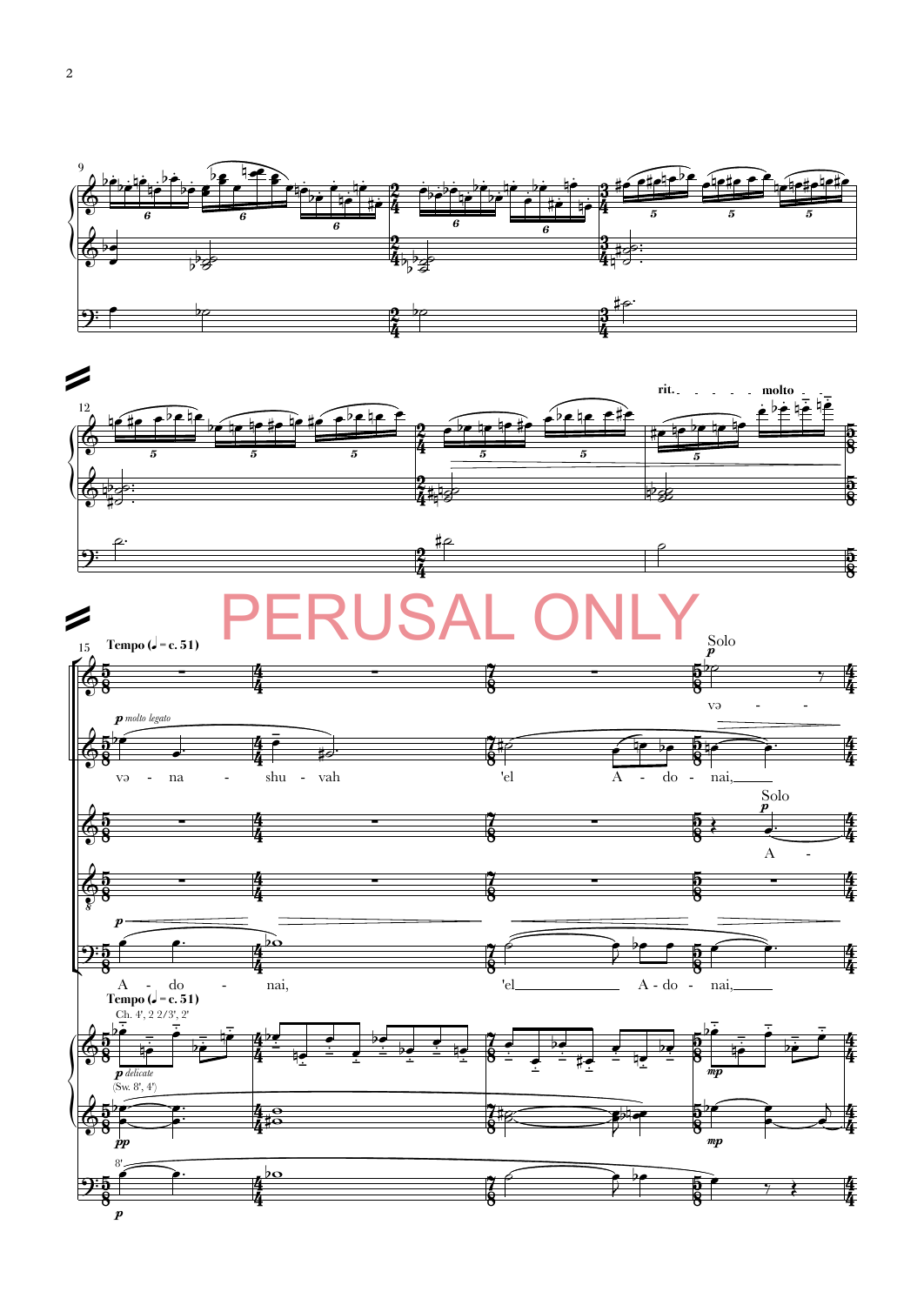PERUSAL ONLY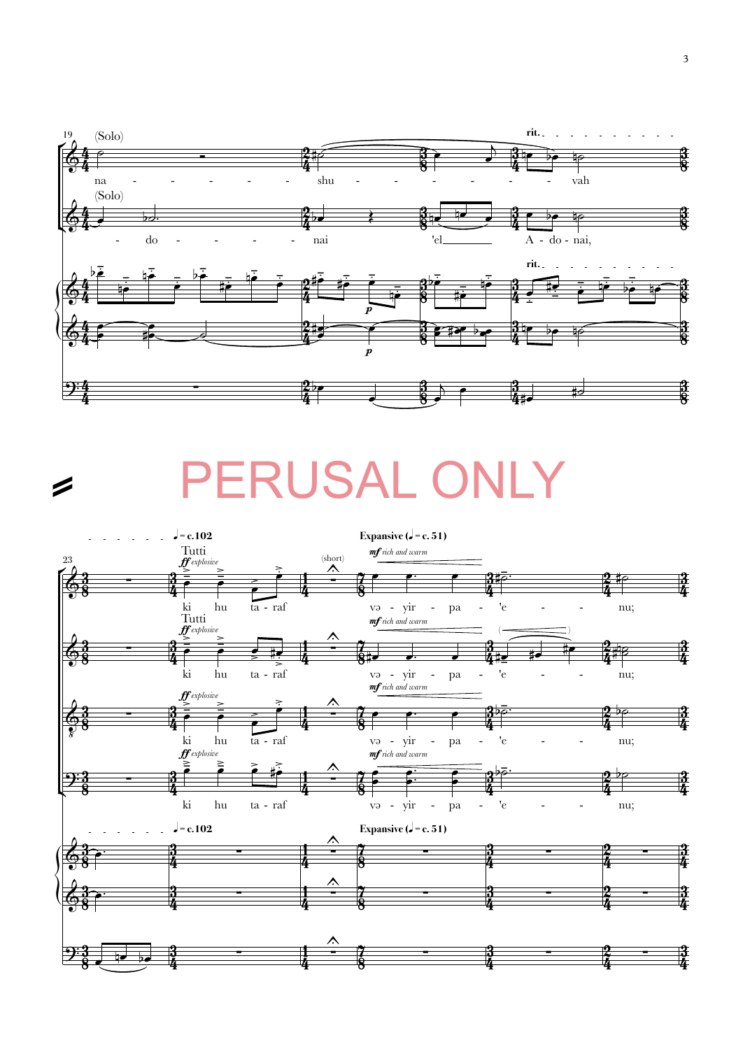PERUSAL ONLY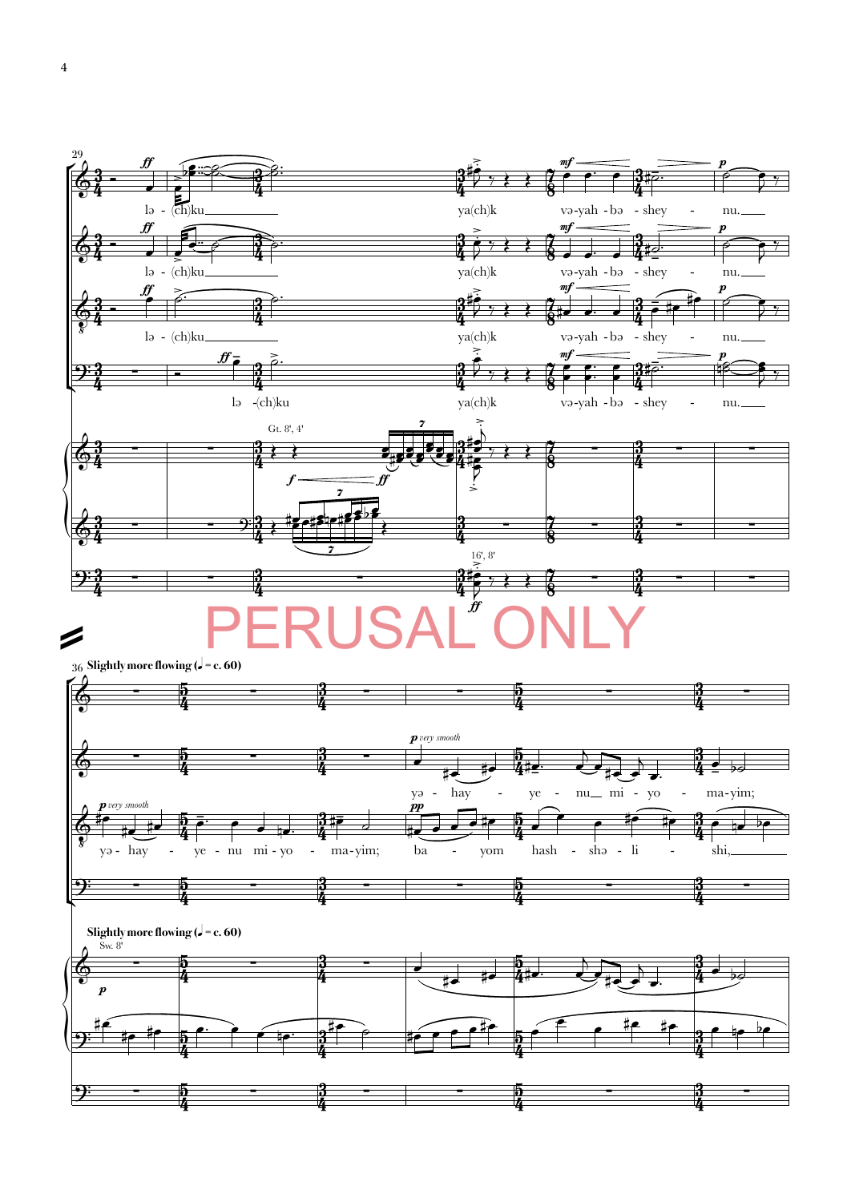PERUSAL ONLY

**Slightly more flowing (♩ = c. 60)**

lə - (ch)ku ya(ch)k və-yah - bə - shey - nu.

yə - hay - ye - nu mi - yo - ma-yim;

ba - yom hash - shə - li - shi,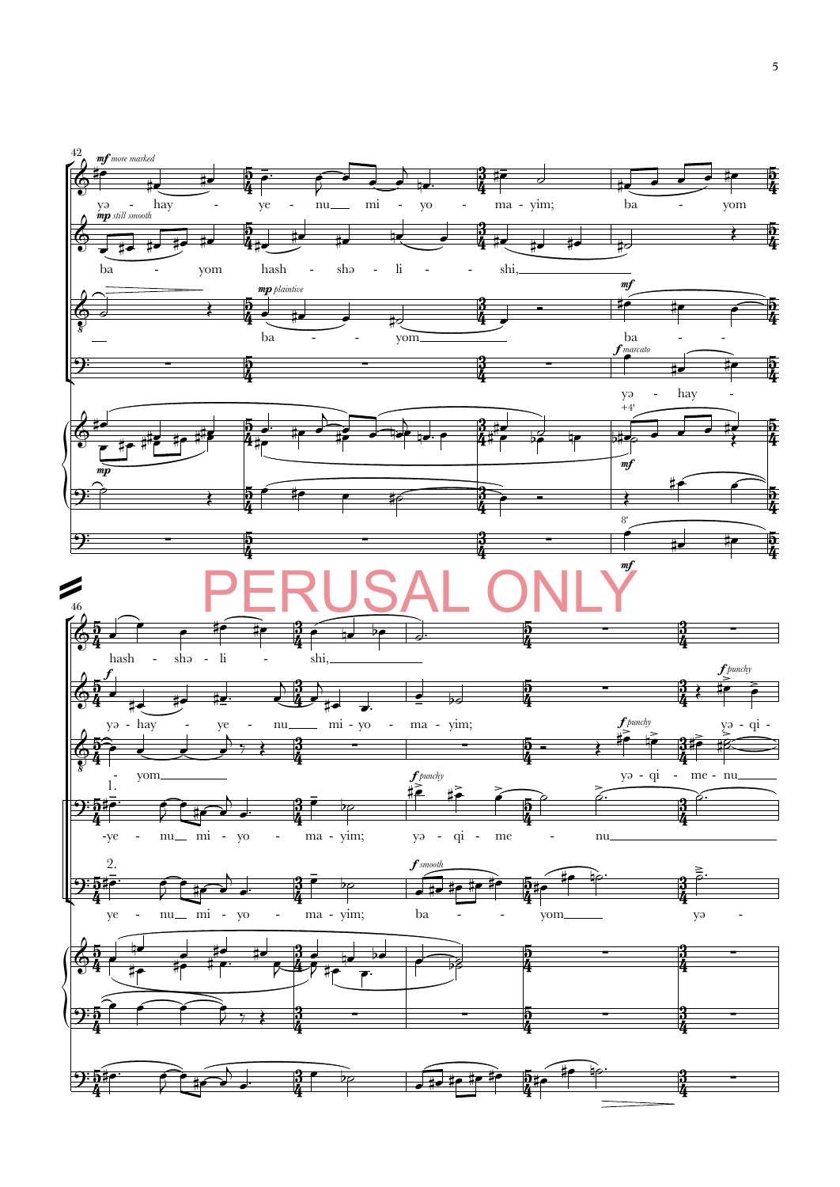PERUSAL ONLY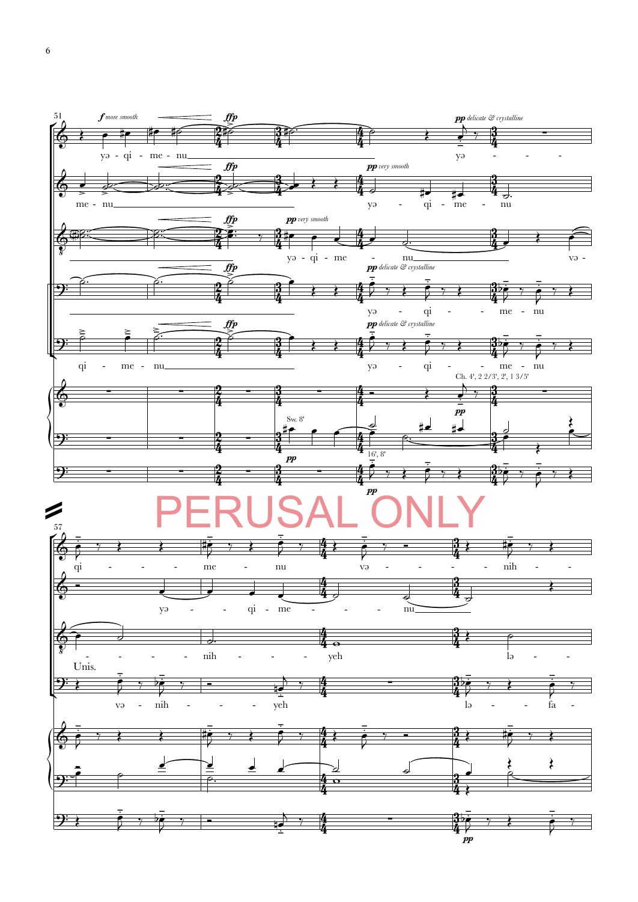PERUSAL ONLY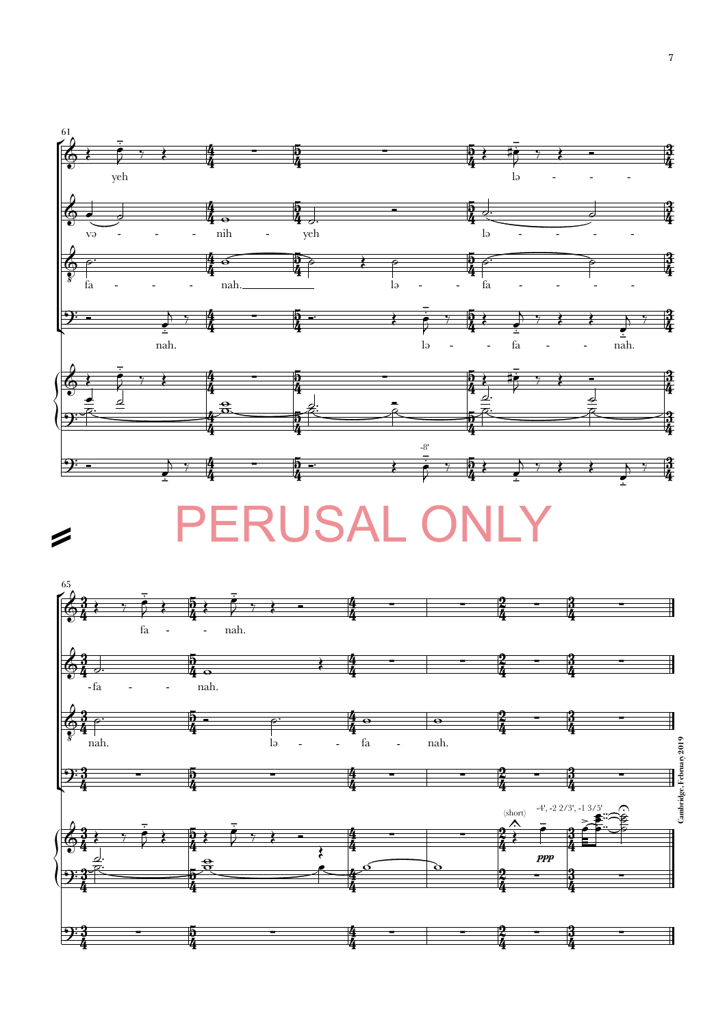PERUSAL ONLY

Cambridge, February 2019